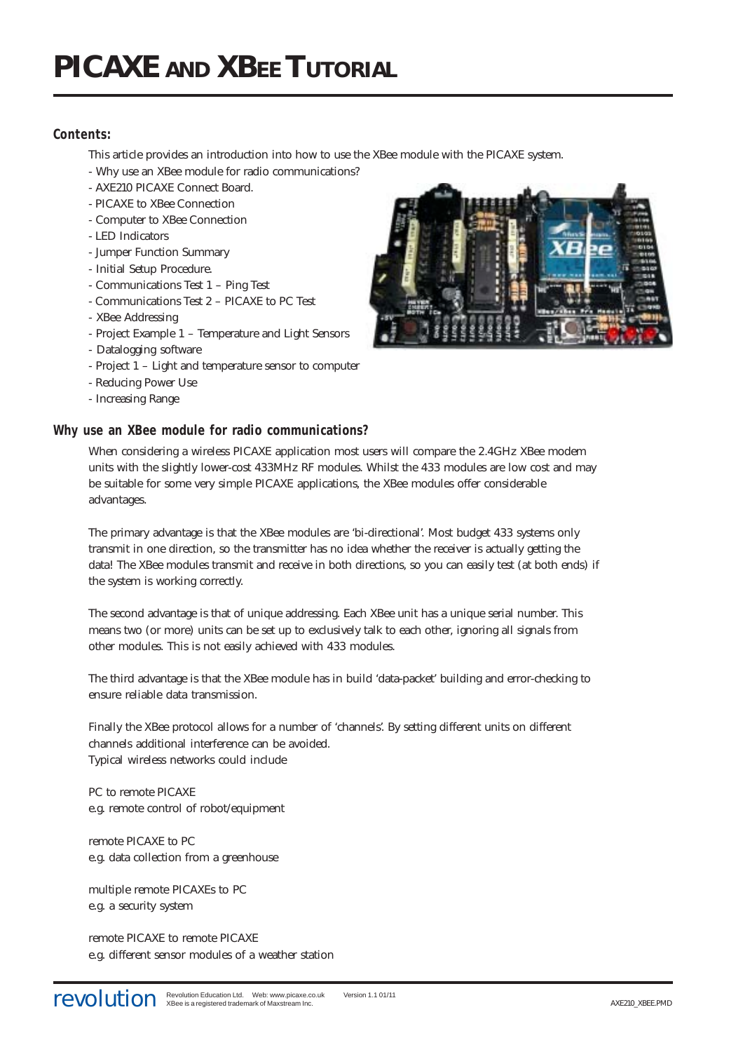# PICAXE AND XBEE TUTORIAL

**Contents:**

This article provides an introduction into how to use the XBee module with the PICAXE system.

- Why use an XBee module for radio communications?
- AXE210 PICAXE Connect Board.
- PICAXE to XBee Connection
- Computer to XBee Connection
- LED Indicators
- Jumper Function Summary
- Initial Setup Procedure.
- Communications Test 1 – Ping Test
- Communications Test 2 – PICAXE to PC Test
- XBee Addressing
- Project Example 1 – Temperature and Light Sensors
- Datalogging software
- Project 1 – Light and temperature sensor to computer
- Reducing Power Use
- Increasing Range

**Why use an XBee module for radio communications?**

When considering a wireless PICAXE application most users will compare the 2.4GHz XBee modem units with the slightly lower-cost 433MHz RF modules. Whilst the 433 modules are low cost and may be suitable for some very simple PICAXE applications, the XBee modules offer considerable advantages.

The primary advantage is that the XBee modules are 'bi-directional'. Most budget 433 systems only transmit in one direction, so the transmitter has no idea whether the receiver is actually getting the data! The XBee modules transmit and receive in both directions, so you can easily test (at both ends) if the system is working correctly.

The second advantage is that of unique addressing. Each XBee unit has a unique serial number. This means two (or more) units can be set up to exclusively talk to each other, ignoring all signals from other modules. This is not easily achieved with 433 modules.

The third advantage is that the XBee module has in build 'data-packet' building and error-checking to ensure reliable data transmission.

Finally the XBee protocol allows for a number of 'channels'. By setting different units on different channels additional interference can be avoided.
Typical wireless networks could include

PC to remote PICAXE
e.g. remote control of robot/equipment

remote PICAXE to PC
e.g. data collection from a greenhouse

multiple remote PICAXEs to PC
e.g. a security system

remote PICAXE to remote PICAXE
e.g. different sensor modules of a weather station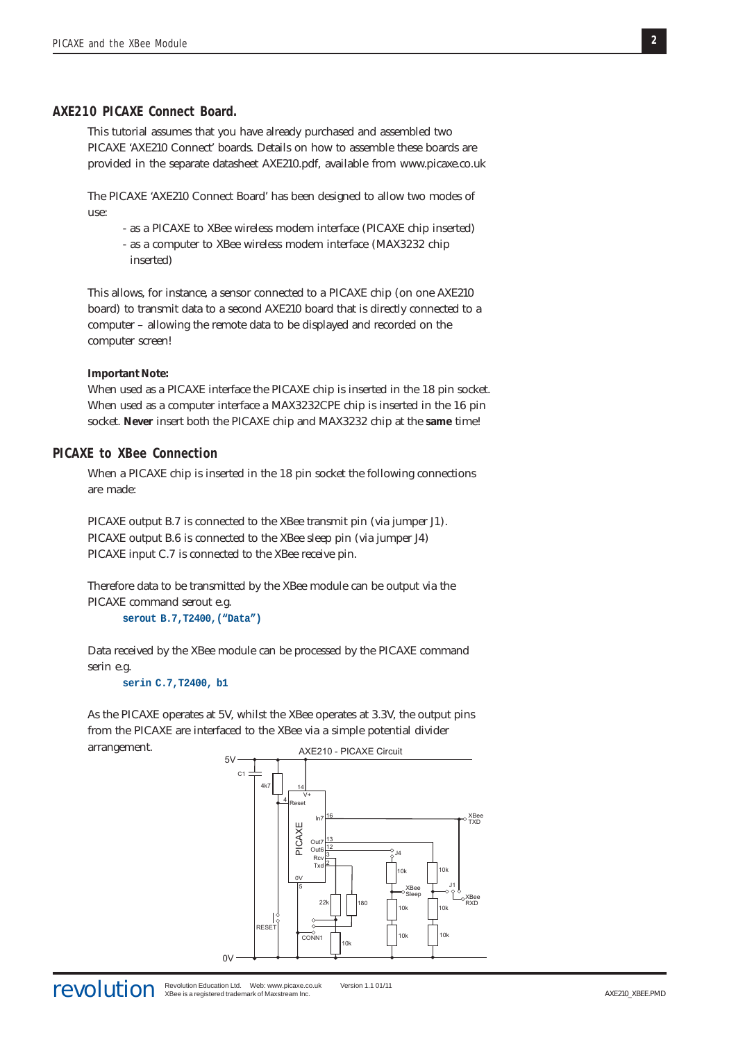## AXE210 PICAXE Connect Board.

This tutorial assumes that you have already purchased and assembled two PICAXE 'AXE210 Connect' boards. Details on how to assemble these boards are provided in the separate datasheet AXE210.pdf, available from www.picaxe.co.uk

The PICAXE 'AXE210 Connect Board' has been designed to allow two modes of use:

- as a PICAXE to XBee wireless modem interface (PICAXE chip inserted)
- as a computer to XBee wireless modem interface (MAX3232 chip inserted)

This allows, for instance, a sensor connected to a PICAXE chip (on one AXE210 board) to transmit data to a second AXE210 board that is directly connected to a computer – allowing the remote data to be displayed and recorded on the computer screen!

**Important Note:**
When used as a PICAXE interface the PICAXE chip is inserted in the 18 pin socket. When used as a computer interface a MAX3232CPE chip is inserted in the 16 pin socket. **Never** insert both the PICAXE chip and MAX3232 chip at the **same** time!

## PICAXE to XBee Connection

When a PICAXE chip is inserted in the 18 pin socket the following connections are made:

PICAXE output B.7 is connected to the XBee transmit pin (via jumper J1).
PICAXE output B.6 is connected to the XBee sleep pin (via jumper J4)
PICAXE input C.7 is connected to the XBee receive pin.

Therefore data to be transmitted by the XBee module can be output via the PICAXE command serout e.g.

```
serout B.7,T2400,("Data")
```

Data received by the XBee module can be processed by the PICAXE command serin e.g.

```
serin C.7,T2400, b1
```

As the PICAXE operates at 5V, whilst the XBee operates at 3.3V, the output pins from the PICAXE are interfaced to the XBee via a simple potential divider arrangement.

AXE210 - PICAXE Circuit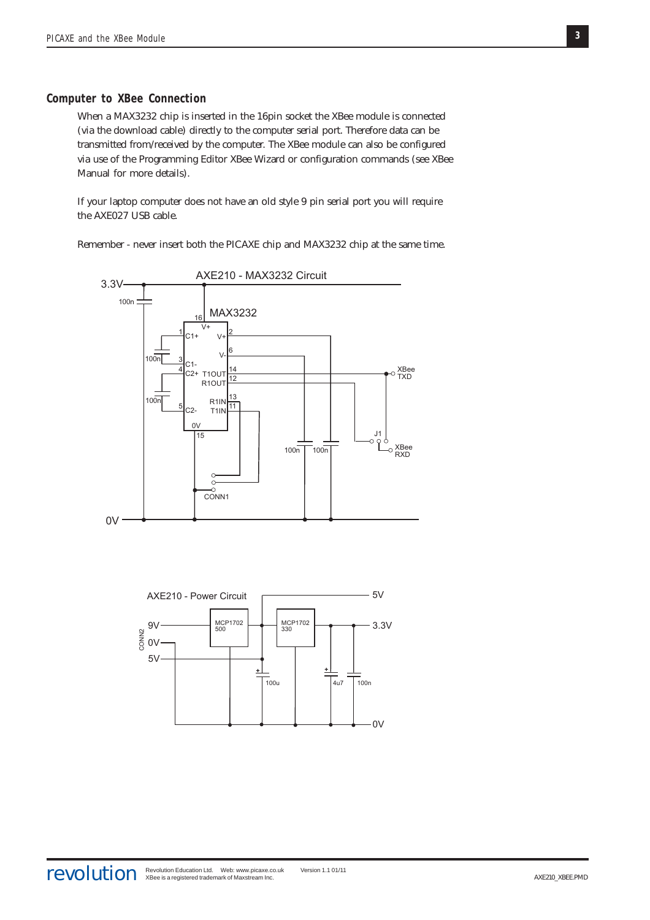## Computer to XBee Connection

When a MAX3232 chip is inserted in the 16pin socket the XBee module is connected (via the download cable) directly to the computer serial port. Therefore data can be transmitted from/received by the computer. The XBee module can also be configured via use of the Programming Editor XBee Wizard or configuration commands (see XBee Manual for more details).

If your laptop computer does not have an old style 9 pin serial port you will require the AXE027 USB cable.

Remember - never insert both the PICAXE chip and MAX3232 chip at the same time.

AXE210 - MAX3232 Circuit

AXE210 - Power Circuit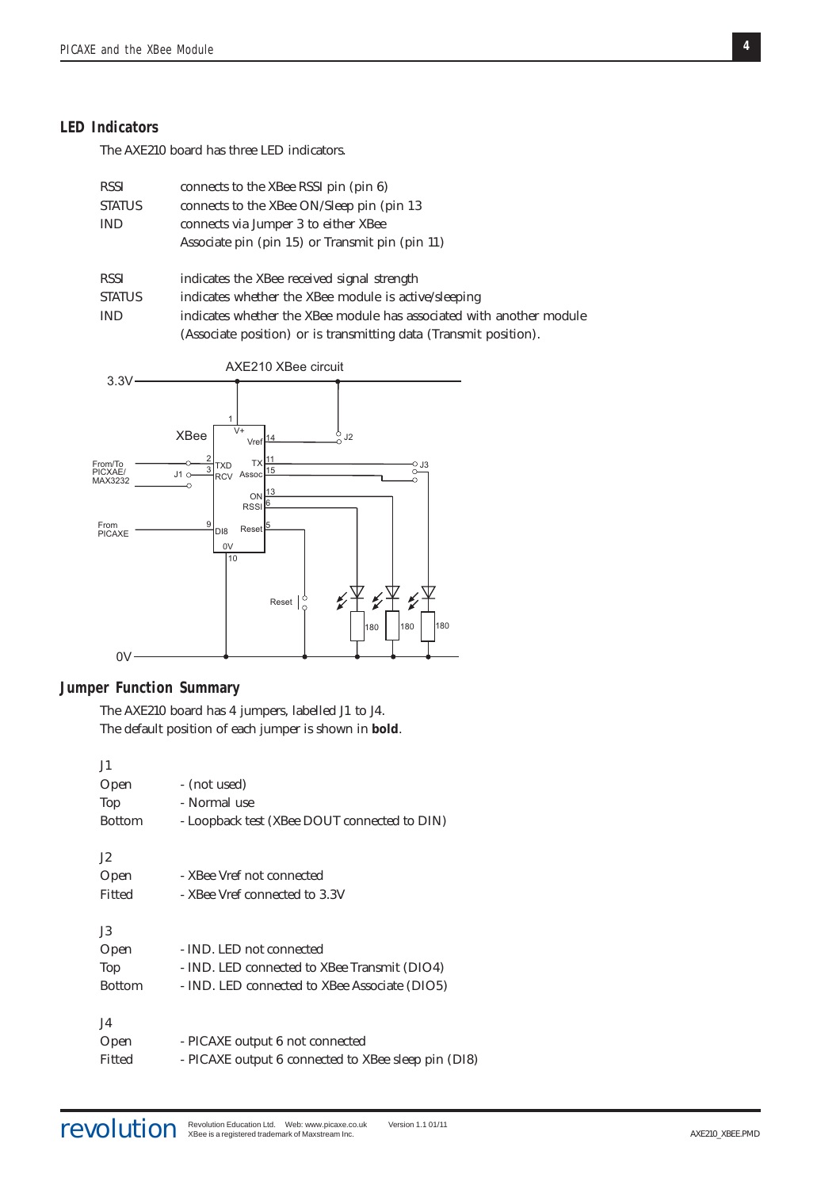## LED Indicators

The AXE210 board has three LED indicators.

| | |
|---|---|
| RSSI | connects to the XBee RSSI pin (pin 6) |
| STATUS | connects to the XBee ON/Sleep pin (pin 13 |
| IND | connects via Jumper 3 to either XBee Associate pin (pin 15) or Transmit pin (pin 11) |

| | |
|---|---|
| RSSI | indicates the XBee received signal strength |
| STATUS | indicates whether the XBee module is active/sleeping |
| IND | indicates whether the XBee module has associated with another module (Associate position) or is transmitting data (Transmit position). |

AXE210 XBee circuit

## Jumper Function Summary

The AXE210 board has 4 jumpers, labelled J1 to J4.
The default position of each jumper is shown in **bold**.

J1

| | |
|---|---|
| Open | - (not used) |
| Top | - Normal use |
| Bottom | - Loopback test (XBee DOUT connected to DIN) |

J2

| | |
|---|---|
| Open | - XBee Vref not connected |
| Fitted | - XBee Vref connected to 3.3V |

J3

| | |
|---|---|
| Open | - IND. LED not connected |
| Top | - IND. LED connected to XBee Transmit (DIO4) |
| Bottom | - IND. LED connected to XBee Associate (DIO5) |

J4

| | |
|---|---|
| Open | - PICAXE output 6 not connected |
| Fitted | - PICAXE output 6 connected to XBee sleep pin (DI8) |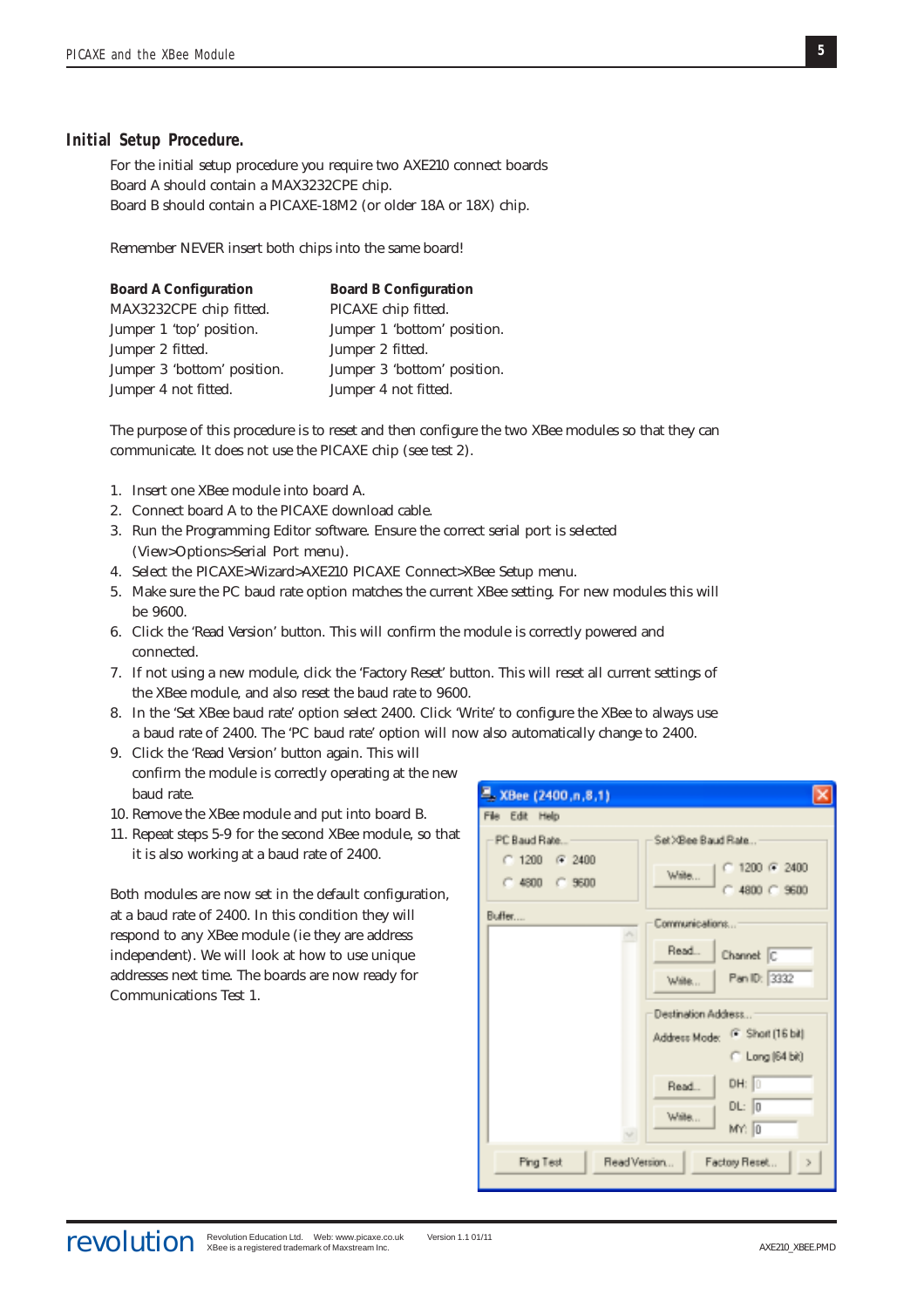## Initial Setup Procedure.

For the initial setup procedure you require two AXE210 connect boards
Board A should contain a MAX3232CPE chip.
Board B should contain a PICAXE-18M2 (or older 18A or 18X) chip.

Remember NEVER insert both chips into the same board!

| **Board A Configuration** | **Board B Configuration** |
|---|---|
| MAX3232CPE chip fitted. | PICAXE chip fitted. |
| Jumper 1 'top' position. | Jumper 1 'bottom' position. |
| Jumper 2 fitted. | Jumper 2 fitted. |
| Jumper 3 'bottom' position. | Jumper 3 'bottom' position. |
| Jumper 4 not fitted. | Jumper 4 not fitted. |

The purpose of this procedure is to reset and then configure the two XBee modules so that they can communicate. It does not use the PICAXE chip (see test 2).

1. Insert one XBee module into board A.
2. Connect board A to the PICAXE download cable.
3. Run the Programming Editor software. Ensure the correct serial port is selected (View>Options>Serial Port menu).
4. Select the PICAXE>Wizard>AXE210 PICAXE Connect>XBee Setup menu.
5. Make sure the PC baud rate option matches the current XBee setting. For new modules this will be 9600.
6. Click the 'Read Version' button. This will confirm the module is correctly powered and connected.
7. If not using a new module, click the 'Factory Reset' button. This will reset all current settings of the XBee module, and also reset the baud rate to 9600.
8. In the 'Set XBee baud rate' option select 2400. Click 'Write' to configure the XBee to always use a baud rate of 2400. The 'PC baud rate' option will now also automatically change to 2400.
9. Click the 'Read Version' button again. This will confirm the module is correctly operating at the new baud rate.
10. Remove the XBee module and put into board B.
11. Repeat steps 5-9 for the second XBee module, so that it is also working at a baud rate of 2400.

Both modules are now set in the default configuration, at a baud rate of 2400. In this condition they will respond to any XBee module (ie they are address independent). We will look at how to use unique addresses next time. The boards are now ready for Communications Test 1.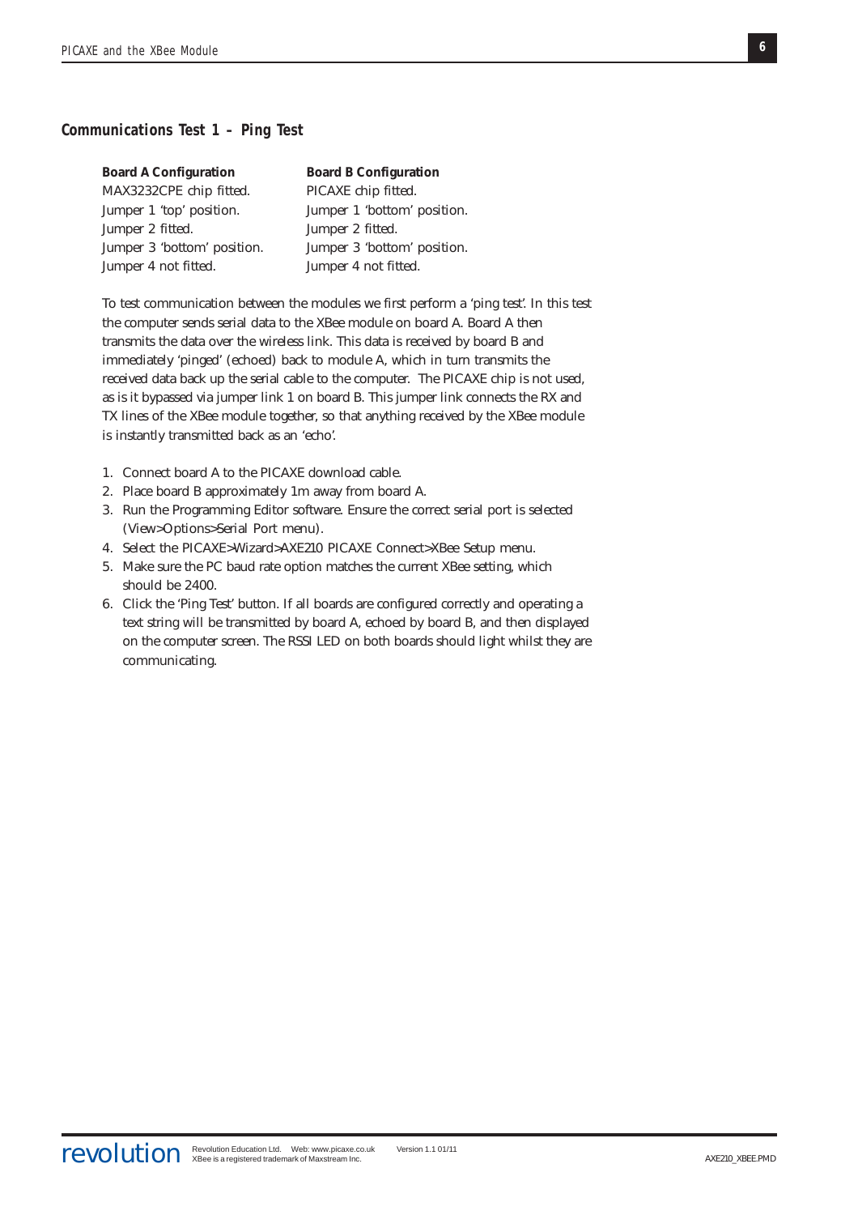## Communications Test 1 – Ping Test

| **Board A Configuration** | **Board B Configuration** |
|---|---|
| MAX3232CPE chip fitted. | PICAXE chip fitted. |
| Jumper 1 'top' position. | Jumper 1 'bottom' position. |
| Jumper 2 fitted. | Jumper 2 fitted. |
| Jumper 3 'bottom' position. | Jumper 3 'bottom' position. |
| Jumper 4 not fitted. | Jumper 4 not fitted. |

To test communication between the modules we first perform a 'ping test'. In this test the computer sends serial data to the XBee module on board A. Board A then transmits the data over the wireless link. This data is received by board B and immediately 'pinged' (echoed) back to module A, which in turn transmits the received data back up the serial cable to the computer. The PICAXE chip is not used, as is it bypassed via jumper link 1 on board B. This jumper link connects the RX and TX lines of the XBee module together, so that anything received by the XBee module is instantly transmitted back as an 'echo'.

1. Connect board A to the PICAXE download cable.
2. Place board B approximately 1m away from board A.
3. Run the Programming Editor software. Ensure the correct serial port is selected (View>Options>Serial Port menu).
4. Select the PICAXE>Wizard>AXE210 PICAXE Connect>XBee Setup menu.
5. Make sure the PC baud rate option matches the current XBee setting, which should be 2400.
6. Click the 'Ping Test' button. If all boards are configured correctly and operating a text string will be transmitted by board A, echoed by board B, and then displayed on the computer screen. The RSSI LED on both boards should light whilst they are communicating.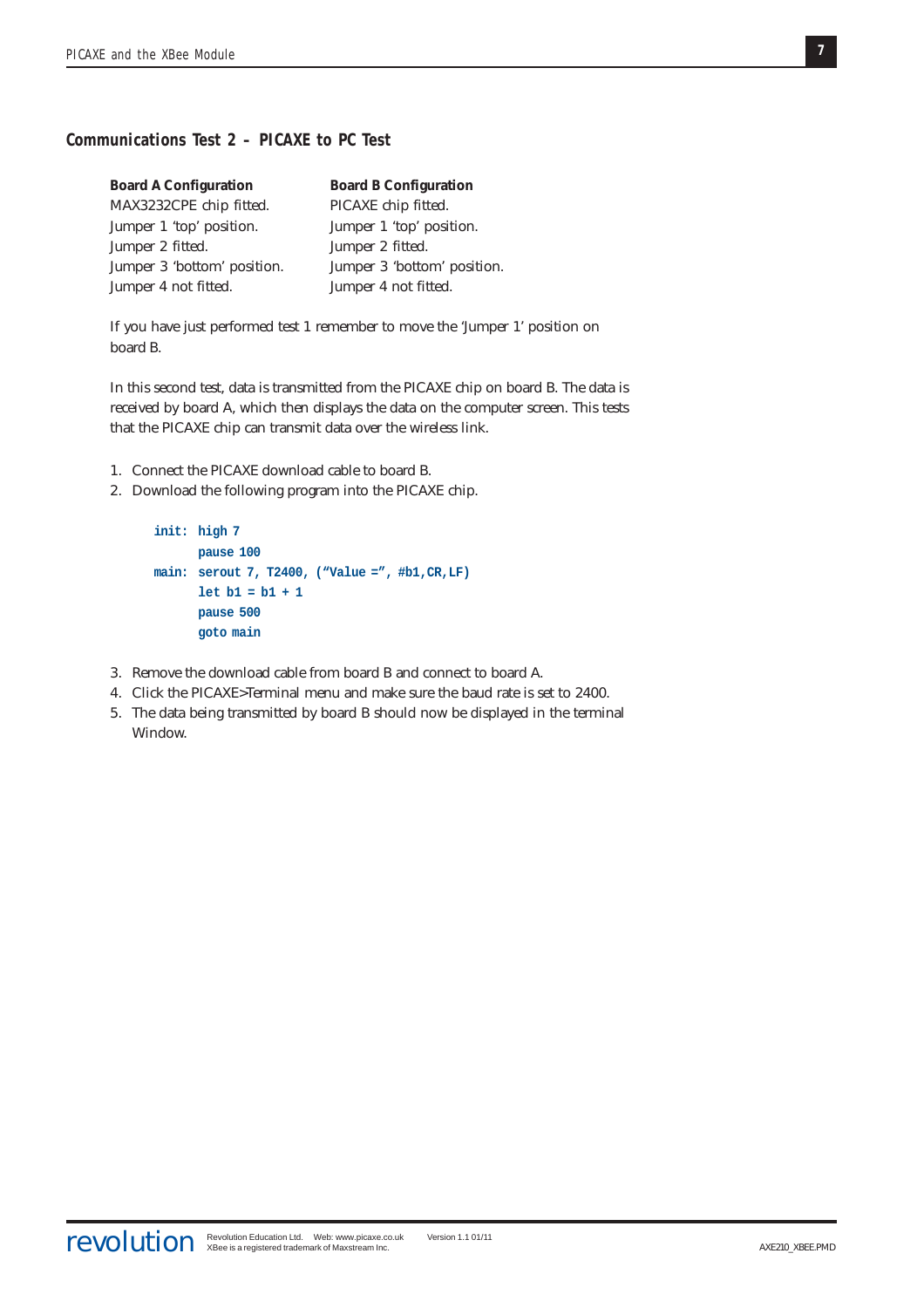## Communications Test 2 – PICAXE to PC Test

| **Board A Configuration** | **Board B Configuration** |
|---|---|
| MAX3232CPE chip fitted. | PICAXE chip fitted. |
| Jumper 1 'top' position. | Jumper 1 'top' position. |
| Jumper 2 fitted. | Jumper 2 fitted. |
| Jumper 3 'bottom' position. | Jumper 3 'bottom' position. |
| Jumper 4 not fitted. | Jumper 4 not fitted. |

If you have just performed test 1 remember to move the 'Jumper 1' position on board B.

In this second test, data is transmitted from the PICAXE chip on board B. The data is received by board A, which then displays the data on the computer screen. This tests that the PICAXE chip can transmit data over the wireless link.

1. Connect the PICAXE download cable to board B.
2. Download the following program into the PICAXE chip.

```
init: high 7
      pause 100
main: serout 7, T2400, ("Value =", #b1,CR,LF)
      let b1 = b1 + 1
      pause 500
      goto main
```

3. Remove the download cable from board B and connect to board A.
4. Click the PICAXE>Terminal menu and make sure the baud rate is set to 2400.
5. The data being transmitted by board B should now be displayed in the terminal Window.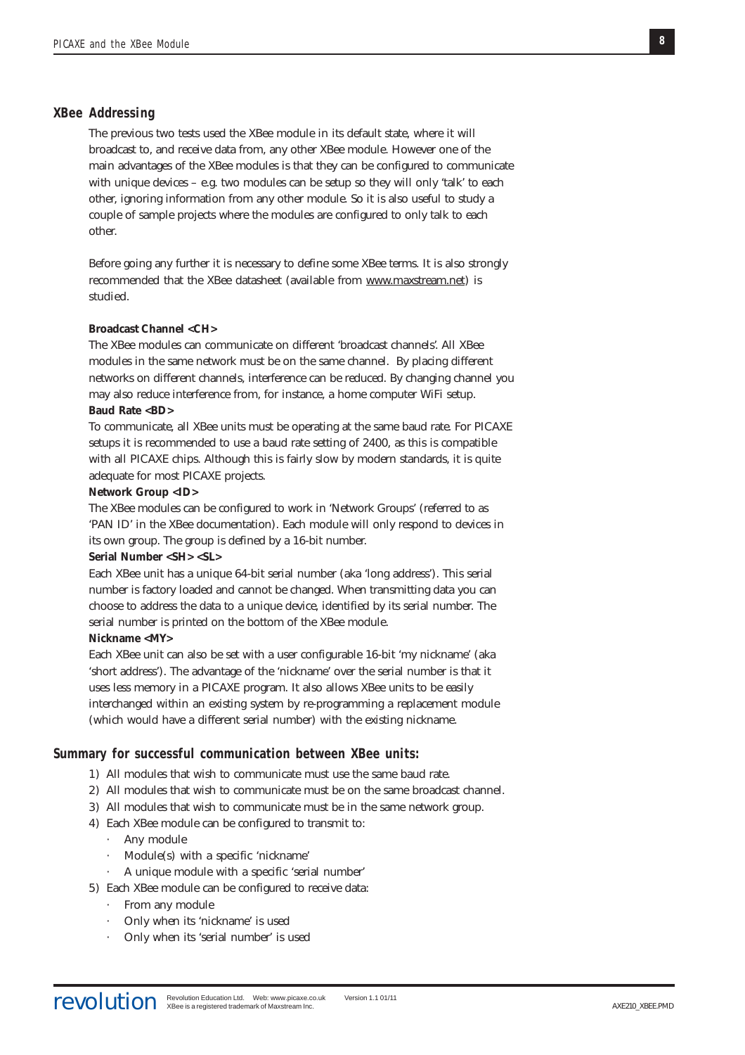## XBee Addressing

The previous two tests used the XBee module in its default state, where it will broadcast to, and receive data from, any other XBee module. However one of the main advantages of the XBee modules is that they can be configured to communicate with unique devices – e.g. two modules can be setup so they will only 'talk' to each other, ignoring information from any other module. So it is also useful to study a couple of sample projects where the modules are configured to only talk to each other.

Before going any further it is necessary to define some XBee terms. It is also strongly recommended that the XBee datasheet (available from www.maxstream.net) is studied.

**Broadcast Channel <CH>**

The XBee modules can communicate on different 'broadcast channels'. All XBee modules in the same network must be on the same channel. By placing different networks on different channels, interference can be reduced. By changing channel you may also reduce interference from, for instance, a home computer WiFi setup.

**Baud Rate <BD>**

To communicate, all XBee units must be operating at the same baud rate. For PICAXE setups it is recommended to use a baud rate setting of 2400, as this is compatible with all PICAXE chips. Although this is fairly slow by modern standards, it is quite adequate for most PICAXE projects.

**Network Group <ID>**

The XBee modules can be configured to work in 'Network Groups' (referred to as 'PAN ID' in the XBee documentation). Each module will only respond to devices in its own group. The group is defined by a 16-bit number.

**Serial Number <SH> <SL>**

Each XBee unit has a unique 64-bit serial number (aka 'long address'). This serial number is factory loaded and cannot be changed. When transmitting data you can choose to address the data to a unique device, identified by its serial number. The serial number is printed on the bottom of the XBee module.

**Nickname <MY>**

Each XBee unit can also be set with a user configurable 16-bit 'my nickname' (aka 'short address'). The advantage of the 'nickname' over the serial number is that it uses less memory in a PICAXE program. It also allows XBee units to be easily interchanged within an existing system by re-programming a replacement module (which would have a different serial number) with the existing nickname.

## Summary for successful communication between XBee units:

1) All modules that wish to communicate must use the same baud rate.
2) All modules that wish to communicate must be on the same broadcast channel.
3) All modules that wish to communicate must be in the same network group.
4) Each XBee module can be configured to transmit to:
   - Any module
   - Module(s) with a specific 'nickname'
   - A unique module with a specific 'serial number'
5) Each XBee module can be configured to receive data:
   - From any module
   - Only when its 'nickname' is used
   - Only when its 'serial number' is used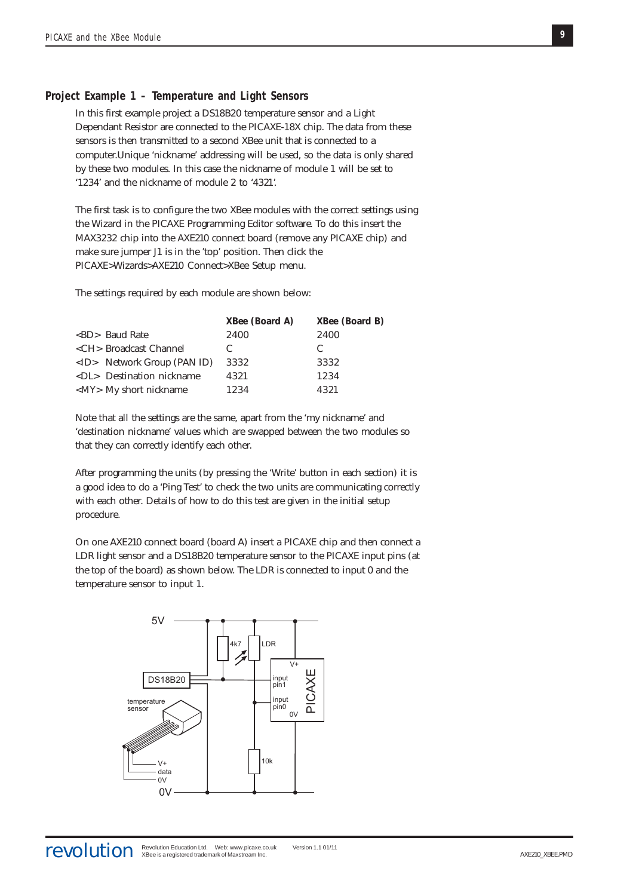## Project Example 1 – Temperature and Light Sensors

In this first example project a DS18B20 temperature sensor and a Light Dependant Resistor are connected to the PICAXE-18X chip. The data from these sensors is then transmitted to a second XBee unit that is connected to a computer.Unique 'nickname' addressing will be used, so the data is only shared by these two modules. In this case the nickname of module 1 will be set to '1234' and the nickname of module 2 to '4321'.

The first task is to configure the two XBee modules with the correct settings using the Wizard in the PICAXE Programming Editor software. To do this insert the MAX3232 chip into the AXE210 connect board (remove any PICAXE chip) and make sure jumper J1 is in the 'top' position. Then click the PICAXE>Wizards>AXE210 Connect>XBee Setup menu.

The settings required by each module are shown below:

| | XBee (Board A) | XBee (Board B) |
|---|---|---|
| <BD> Baud Rate | 2400 | 2400 |
| <CH> Broadcast Channel | C | C |
| <ID> Network Group (PAN ID) | 3332 | 3332 |
| <DL> Destination nickname | 4321 | 1234 |
| <MY> My short nickname | 1234 | 4321 |

Note that all the settings are the same, apart from the 'my nickname' and 'destination nickname' values which are swapped between the two modules so that they can correctly identify each other.

After programming the units (by pressing the 'Write' button in each section) it is a good idea to do a 'Ping Test' to check the two units are communicating correctly with each other. Details of how to do this test are given in the initial setup procedure.

On one AXE210 connect board (board A) insert a PICAXE chip and then connect a LDR light sensor and a DS18B20 temperature sensor to the PICAXE input pins (at the top of the board) as shown below. The LDR is connected to input 0 and the temperature sensor to input 1.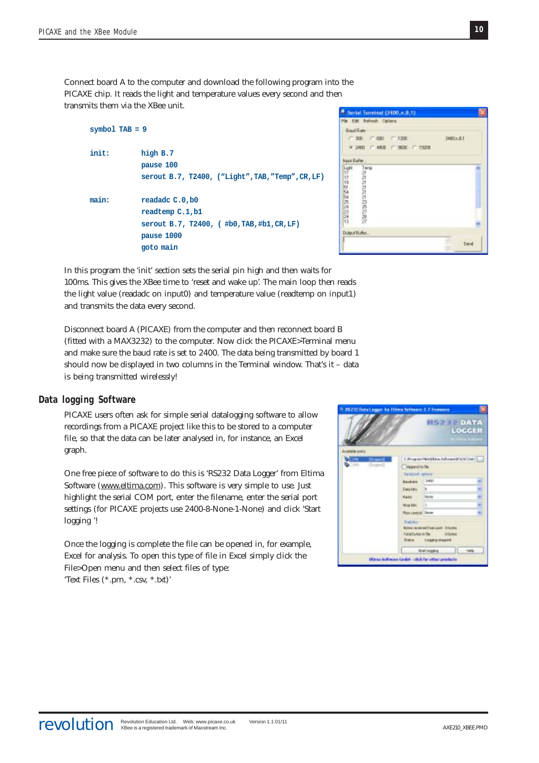Connect board A to the computer and download the following program into the PICAXE chip. It reads the light and temperature values every second and then transmits them via the XBee unit.

```
symbol TAB = 9

init:     high B.7
          pause 100
          serout B.7, T2400, ("Light",TAB,"Temp",CR,LF)

main:     readadc C.0,b0
          readtemp C.1,b1
          serout B.7, T2400, ( #b0,TAB,#b1,CR,LF)
          pause 1000
          goto main
```

In this program the 'init' section sets the serial pin high and then waits for 100ms. This gives the XBee time to 'reset and wake up'. The main loop then reads the light value (readadc on input0) and temperature value (readtemp on input1) and transmits the data every second.

Disconnect board A (PICAXE) from the computer and then reconnect board B (fitted with a MAX3232) to the computer. Now click the PICAXE>Terminal menu and make sure the baud rate is set to 2400. The data being transmitted by board 1 should now be displayed in two columns in the Terminal window. That's it – data is being transmitted wirelessly!

## Data logging Software

PICAXE users often ask for simple serial datalogging software to allow recordings from a PICAXE project like this to be stored to a computer file, so that the data can be later analysed in, for instance, an Excel graph.

One free piece of software to do this is 'RS232 Data Logger' from Eltima Software (www.eltima.com). This software is very simple to use. Just highlight the serial COM port, enter the filename, enter the serial port settings (for PICAXE projects use 2400-8-None-1-None) and click 'Start logging '!

Once the logging is complete the file can be opened in, for example, Excel for analysis. To open this type of file in Excel simply click the File>Open menu and then select files of type: 'Text Files (*.prn, *.csv, *.txt)'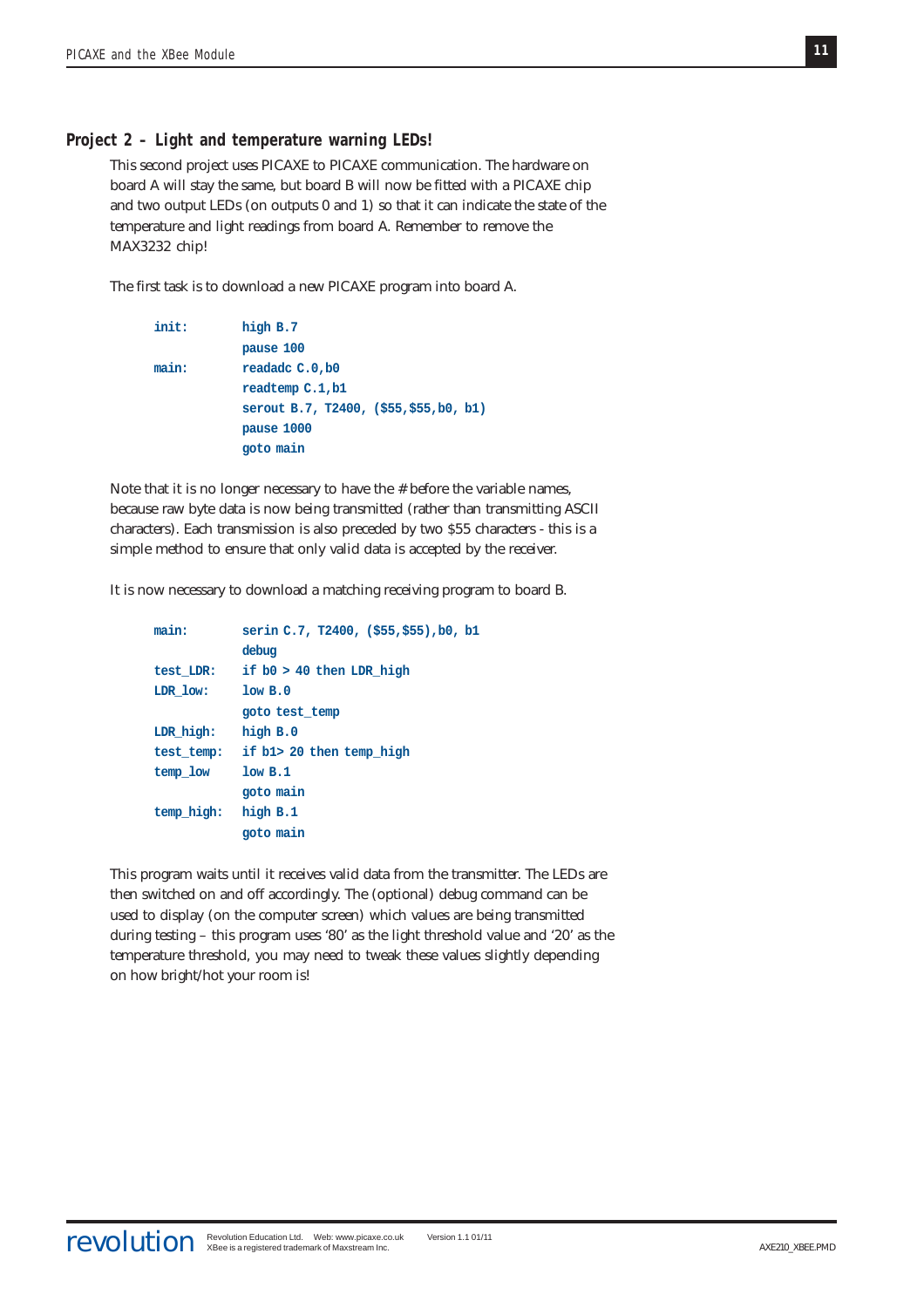## Project 2 - Light and temperature warning LEDs!

This second project uses PICAXE to PICAXE communication. The hardware on board A will stay the same, but board B will now be fitted with a PICAXE chip and two output LEDs (on outputs 0 and 1) so that it can indicate the state of the temperature and light readings from board A. Remember to remove the MAX3232 chip!

The first task is to download a new PICAXE program into board A.

```
init:       high B.7
            pause 100
main:       readadc C.0,b0
            readtemp C.1,b1
            serout B.7, T2400, ($55,$55,b0, b1)
            pause 1000
            goto main
```

Note that it is no longer necessary to have the # before the variable names, because raw byte data is now being transmitted (rather than transmitting ASCII characters). Each transmission is also preceded by two $55 characters - this is a simple method to ensure that only valid data is accepted by the receiver.

It is now necessary to download a matching receiving program to board B.

```
main:       serin C.7, T2400, ($55,$55),b0, b1
            debug
test_LDR:   if b0 > 40 then LDR_high
LDR_low:    low B.0
            goto test_temp
LDR_high:   high B.0
test_temp:  if b1> 20 then temp_high
temp_low    low B.1
            goto main
temp_high:  high B.1
            goto main
```

This program waits until it receives valid data from the transmitter. The LEDs are then switched on and off accordingly. The (optional) debug command can be used to display (on the computer screen) which values are being transmitted during testing – this program uses '80' as the light threshold value and '20' as the temperature threshold, you may need to tweak these values slightly depending on how bright/hot your room is!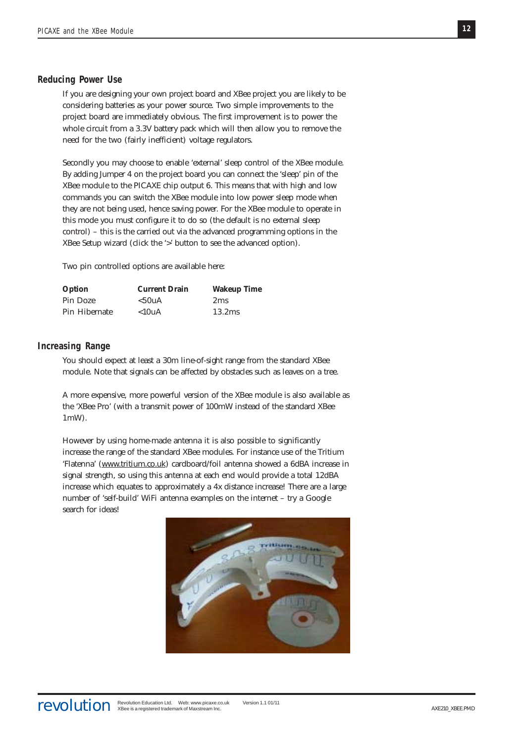## Reducing Power Use

If you are designing your own project board and XBee project you are likely to be considering batteries as your power source. Two simple improvements to the project board are immediately obvious. The first improvement is to power the whole circuit from a 3.3V battery pack which will then allow you to remove the need for the two (fairly inefficient) voltage regulators.

Secondly you may choose to enable 'external' sleep control of the XBee module. By adding Jumper 4 on the project board you can connect the 'sleep' pin of the XBee module to the PICAXE chip output 6. This means that with high and low commands you can switch the XBee module into low power sleep mode when they are not being used, hence saving power. For the XBee module to operate in this mode you must configure it to do so (the default is no external sleep control) – this is the carried out via the advanced programming options in the XBee Setup wizard (click the '>' button to see the advanced option).

Two pin controlled options are available here:

| Option | Current Drain | Wakeup Time |
|---|---|---|
| Pin Doze | <50uA | 2ms |
| Pin Hibernate | <10uA | 13.2ms |

## Increasing Range

You should expect at least a 30m line-of-sight range from the standard XBee module. Note that signals can be affected by obstacles such as leaves on a tree.

A more expensive, more powerful version of the XBee module is also available as the 'XBee Pro' (with a transmit power of 100mW instead of the standard XBee 1mW).

However by using home-made antenna it is also possible to significantly increase the range of the standard XBee modules. For instance use of the Tritium 'Flatenna' (www.tritium.co.uk) cardboard/foil antenna showed a 6dBA increase in signal strength, so using this antenna at each end would provide a total 12dBA increase which equates to approximately a 4x distance increase! There are a large number of 'self-build' WiFi antenna examples on the internet – try a Google search for ideas!